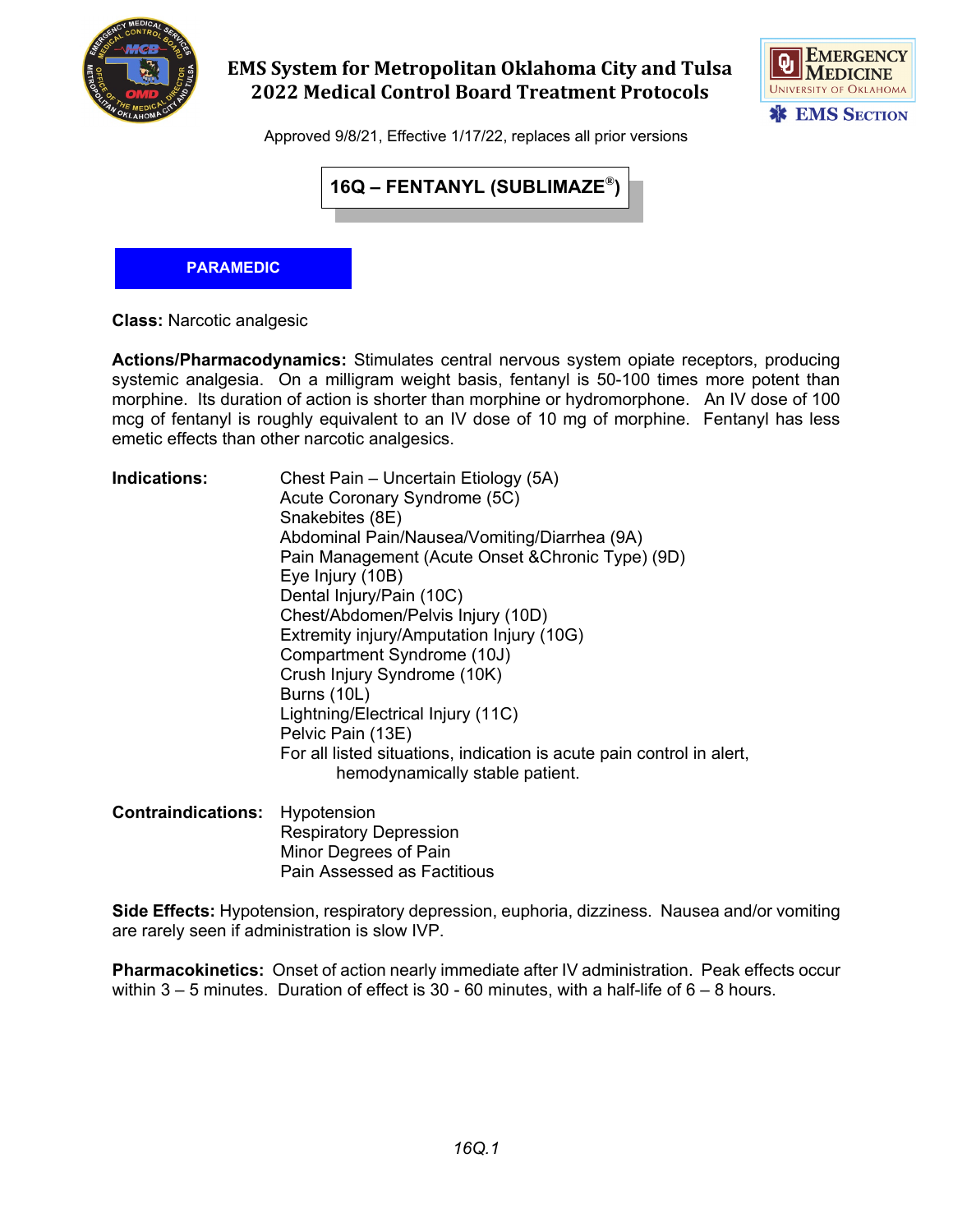# EMS System for Metropolitan Oklahoma City and Tulsa
# 2022 Medical Control Board Treatment Protocols

Approved 9/8/21, Effective 1/17/22, replaces all prior versions

## 16Q – FENTANYL (SUBLIMAZE®)

**PARAMEDIC**

**Class:** Narcotic analgesic

**Actions/Pharmacodynamics:** Stimulates central nervous system opiate receptors, producing systemic analgesia. On a milligram weight basis, fentanyl is 50-100 times more potent than morphine. Its duration of action is shorter than morphine or hydromorphone. An IV dose of 100 mcg of fentanyl is roughly equivalent to an IV dose of 10 mg of morphine. Fentanyl has less emetic effects than other narcotic analgesics.

**Indications:**

- Chest Pain – Uncertain Etiology (5A)
- Acute Coronary Syndrome (5C)
- Snakebites (8E)
- Abdominal Pain/Nausea/Vomiting/Diarrhea (9A)
- Pain Management (Acute Onset &Chronic Type) (9D)
- Eye Injury (10B)
- Dental Injury/Pain (10C)
- Chest/Abdomen/Pelvis Injury (10D)
- Extremity injury/Amputation Injury (10G)
- Compartment Syndrome (10J)
- Crush Injury Syndrome (10K)
- Burns (10L)
- Lightning/Electrical Injury (11C)
- Pelvic Pain (13E)

For all listed situations, indication is acute pain control in alert, hemodynamically stable patient.

**Contraindications:**

- Hypotension
- Respiratory Depression
- Minor Degrees of Pain
- Pain Assessed as Factitious

**Side Effects:** Hypotension, respiratory depression, euphoria, dizziness. Nausea and/or vomiting are rarely seen if administration is slow IVP.

**Pharmacokinetics:** Onset of action nearly immediate after IV administration. Peak effects occur within 3 – 5 minutes. Duration of effect is 30 - 60 minutes, with a half-life of 6 – 8 hours.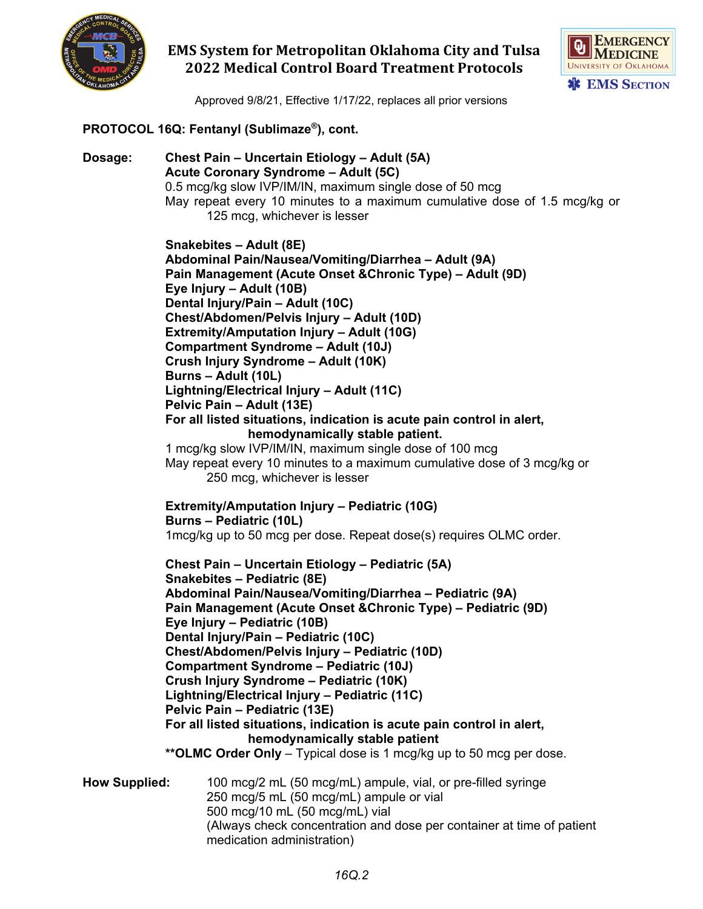**PROTOCOL 16Q: Fentanyl (Sublimaze®), cont.**

**Dosage:**

**Chest Pain – Uncertain Etiology – Adult (5A)**
**Acute Coronary Syndrome – Adult (5C)**
0.5 mcg/kg slow IVP/IM/IN, maximum single dose of 50 mcg
May repeat every 10 minutes to a maximum cumulative dose of 1.5 mcg/kg or 125 mcg, whichever is lesser

**Snakebites – Adult (8E)**
**Abdominal Pain/Nausea/Vomiting/Diarrhea – Adult (9A)**
**Pain Management (Acute Onset &Chronic Type) – Adult (9D)**
**Eye Injury – Adult (10B)**
**Dental Injury/Pain – Adult (10C)**
**Chest/Abdomen/Pelvis Injury – Adult (10D)**
**Extremity/Amputation Injury – Adult (10G)**
**Compartment Syndrome – Adult (10J)**
**Crush Injury Syndrome – Adult (10K)**
**Burns – Adult (10L)**
**Lightning/Electrical Injury – Adult (11C)**
**Pelvic Pain – Adult (13E)**
**For all listed situations, indication is acute pain control in alert, hemodynamically stable patient.**
1 mcg/kg slow IVP/IM/IN, maximum single dose of 100 mcg
May repeat every 10 minutes to a maximum cumulative dose of 3 mcg/kg or 250 mcg, whichever is lesser

**Extremity/Amputation Injury – Pediatric (10G)**
**Burns – Pediatric (10L)**
1mcg/kg up to 50 mcg per dose. Repeat dose(s) requires OLMC order.

**Chest Pain – Uncertain Etiology – Pediatric (5A)**
**Snakebites – Pediatric (8E)**
**Abdominal Pain/Nausea/Vomiting/Diarrhea – Pediatric (9A)**
**Pain Management (Acute Onset &Chronic Type) – Pediatric (9D)**
**Eye Injury – Pediatric (10B)**
**Dental Injury/Pain – Pediatric (10C)**
**Chest/Abdomen/Pelvis Injury – Pediatric (10D)**
**Compartment Syndrome – Pediatric (10J)**
**Crush Injury Syndrome – Pediatric (10K)**
**Lightning/Electrical Injury – Pediatric (11C)**
**Pelvic Pain – Pediatric (13E)**
**For all listed situations, indication is acute pain control in alert, hemodynamically stable patient**
****OLMC Order Only** – Typical dose is 1 mcg/kg up to 50 mcg per dose.

**How Supplied:**

100 mcg/2 mL (50 mcg/mL) ampule, vial, or pre-filled syringe
250 mcg/5 mL (50 mcg/mL) ampule or vial
500 mcg/10 mL (50 mcg/mL) vial
(Always check concentration and dose per container at time of patient medication administration)